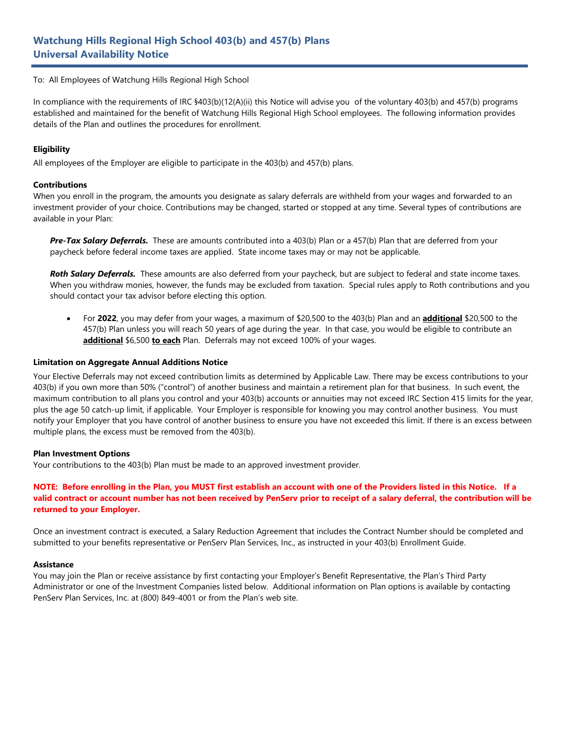# Watchung Hills Regional High School 403(b) and 457(b) Plans
# Universal Availability Notice

To: All Employees of Watchung Hills Regional High School

In compliance with the requirements of IRC §403(b)(12(A)(ii) this Notice will advise you of the voluntary 403(b) and 457(b) programs established and maintained for the benefit of Watchung Hills Regional High School employees. The following information provides details of the Plan and outlines the procedures for enrollment.

### Eligibility

All employees of the Employer are eligible to participate in the 403(b) and 457(b) plans.

### Contributions

When you enroll in the program, the amounts you designate as salary deferrals are withheld from your wages and forwarded to an investment provider of your choice. Contributions may be changed, started or stopped at any time. Several types of contributions are available in your Plan:

***Pre-Tax Salary Deferrals.*** These are amounts contributed into a 403(b) Plan or a 457(b) Plan that are deferred from your paycheck before federal income taxes are applied. State income taxes may or may not be applicable.

***Roth Salary Deferrals.*** These amounts are also deferred from your paycheck, but are subject to federal and state income taxes. When you withdraw monies, however, the funds may be excluded from taxation. Special rules apply to Roth contributions and you should contact your tax advisor before electing this option.

- For **2022**, you may defer from your wages, a maximum of $20,500 to the 403(b) Plan and an **additional** $20,500 to the 457(b) Plan unless you will reach 50 years of age during the year. In that case, you would be eligible to contribute an **additional** $6,500 **to each** Plan. Deferrals may not exceed 100% of your wages.

### Limitation on Aggregate Annual Additions Notice

Your Elective Deferrals may not exceed contribution limits as determined by Applicable Law. There may be excess contributions to your 403(b) if you own more than 50% ("control") of another business and maintain a retirement plan for that business. In such event, the maximum contribution to all plans you control and your 403(b) accounts or annuities may not exceed IRC Section 415 limits for the year, plus the age 50 catch-up limit, if applicable. Your Employer is responsible for knowing you may control another business. You must notify your Employer that you have control of another business to ensure you have not exceeded this limit. If there is an excess between multiple plans, the excess must be removed from the 403(b).

### Plan Investment Options

Your contributions to the 403(b) Plan must be made to an approved investment provider.

**NOTE: Before enrolling in the Plan, you MUST first establish an account with one of the Providers listed in this Notice. If a valid contract or account number has not been received by PenServ prior to receipt of a salary deferral, the contribution will be returned to your Employer.**

Once an investment contract is executed, a Salary Reduction Agreement that includes the Contract Number should be completed and submitted to your benefits representative or PenServ Plan Services, Inc., as instructed in your 403(b) Enrollment Guide.

### Assistance

You may join the Plan or receive assistance by first contacting your Employer's Benefit Representative, the Plan's Third Party Administrator or one of the Investment Companies listed below. Additional information on Plan options is available by contacting PenServ Plan Services, Inc. at (800) 849-4001 or from the Plan's web site.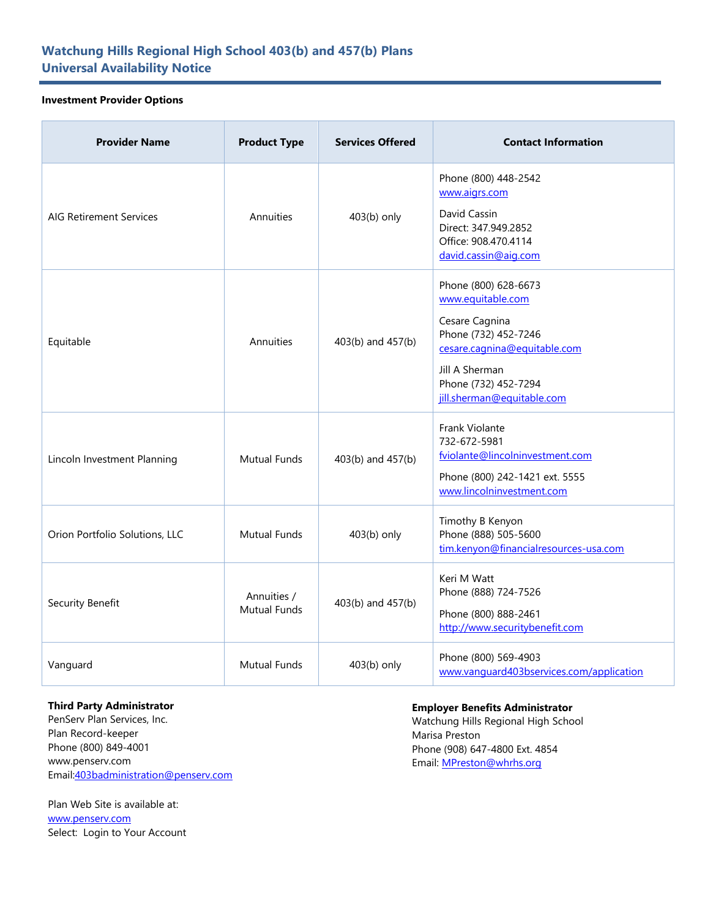# Watchung Hills Regional High School 403(b) and 457(b) Plans
# Universal Availability Notice

**Investment Provider Options**

| Provider Name | Product Type | Services Offered | Contact Information |
|---|---|---|---|
| AIG Retirement Services | Annuities | 403(b) only | Phone (800) 448-2542<br>www.aigrs.com<br><br>David Cassin<br>Direct: 347.949.2852<br>Office: 908.470.4114<br>david.cassin@aig.com |
| Equitable | Annuities | 403(b) and 457(b) | Phone (800) 628-6673<br>www.equitable.com<br><br>Cesare Cagnina<br>Phone (732) 452-7246<br>cesare.cagnina@equitable.com<br><br>Jill A Sherman<br>Phone (732) 452-7294<br>jill.sherman@equitable.com |
| Lincoln Investment Planning | Mutual Funds | 403(b) and 457(b) | Frank Violante<br>732-672-5981<br>fviolante@lincolninvestment.com<br><br>Phone (800) 242-1421 ext. 5555<br>www.lincolninvestment.com |
| Orion Portfolio Solutions, LLC | Mutual Funds | 403(b) only | Timothy B Kenyon<br>Phone (888) 505-5600<br>tim.kenyon@financialresources-usa.com |
| Security Benefit | Annuities / Mutual Funds | 403(b) and 457(b) | Keri M Watt<br>Phone (888) 724-7526<br><br>Phone (800) 888-2461<br>http://www.securitybenefit.com |
| Vanguard | Mutual Funds | 403(b) only | Phone (800) 569-4903<br>www.vanguard403bservices.com/application |

**Third Party Administrator**
PenServ Plan Services, Inc.
Plan Record-keeper
Phone (800) 849-4001
www.penserv.com
Email:403badministration@penserv.com

Plan Web Site is available at:
www.penserv.com
Select: Login to Your Account

**Employer Benefits Administrator**
Watchung Hills Regional High School
Marisa Preston
Phone (908) 647-4800 Ext. 4854
Email: MPreston@whrhs.org